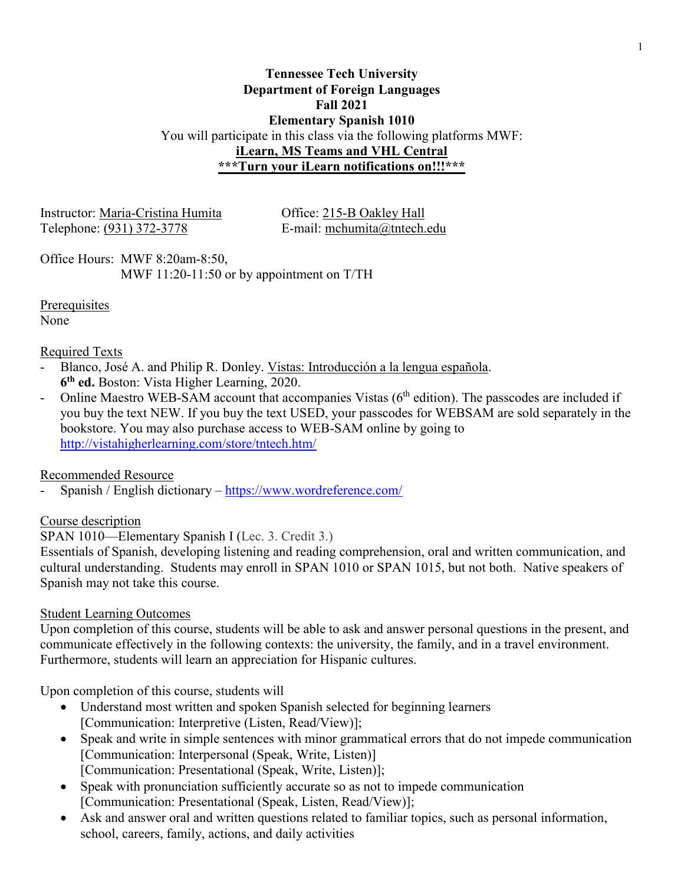**Tennessee Tech University**
**Department of Foreign Languages**
**Fall 2021**
**Elementary Spanish 1010**

You will participate in this class via the following platforms MWF:
**iLearn, MS Teams and VHL Central**
**\*\*\*Turn your iLearn notifications on!!!\*\*\***

Instructor: Maria-Cristina Humita
Telephone: (931) 372-3778

Office: 215-B Oakley Hall
E-mail: mchumita@tntech.edu

Office Hours: MWF 8:20am-8:50,
MWF 11:20-11:50 or by appointment on T/TH

## Prerequisites

None

## Required Texts

- Blanco, José A. and Philip R. Donley. Vistas: Introducción a la lengua española. **6th ed.** Boston: Vista Higher Learning, 2020.
- Online Maestro WEB-SAM account that accompanies Vistas (6th edition). The passcodes are included if you buy the text NEW. If you buy the text USED, your passcodes for WEBSAM are sold separately in the bookstore. You may also purchase access to WEB-SAM online by going to http://vistahigherlearning.com/store/tntech.htm/

## Recommended Resource

- Spanish / English dictionary – https://www.wordreference.com/

## Course description

SPAN 1010—Elementary Spanish I (Lec. 3. Credit 3.)
Essentials of Spanish, developing listening and reading comprehension, oral and written communication, and cultural understanding. Students may enroll in SPAN 1010 or SPAN 1015, but not both. Native speakers of Spanish may not take this course.

## Student Learning Outcomes

Upon completion of this course, students will be able to ask and answer personal questions in the present, and communicate effectively in the following contexts: the university, the family, and in a travel environment. Furthermore, students will learn an appreciation for Hispanic cultures.

Upon completion of this course, students will

- Understand most written and spoken Spanish selected for beginning learners [Communication: Interpretive (Listen, Read/View)];
- Speak and write in simple sentences with minor grammatical errors that do not impede communication [Communication: Interpersonal (Speak, Write, Listen)] [Communication: Presentational (Speak, Write, Listen)];
- Speak with pronunciation sufficiently accurate so as not to impede communication [Communication: Presentational (Speak, Listen, Read/View)];
- Ask and answer oral and written questions related to familiar topics, such as personal information, school, careers, family, actions, and daily activities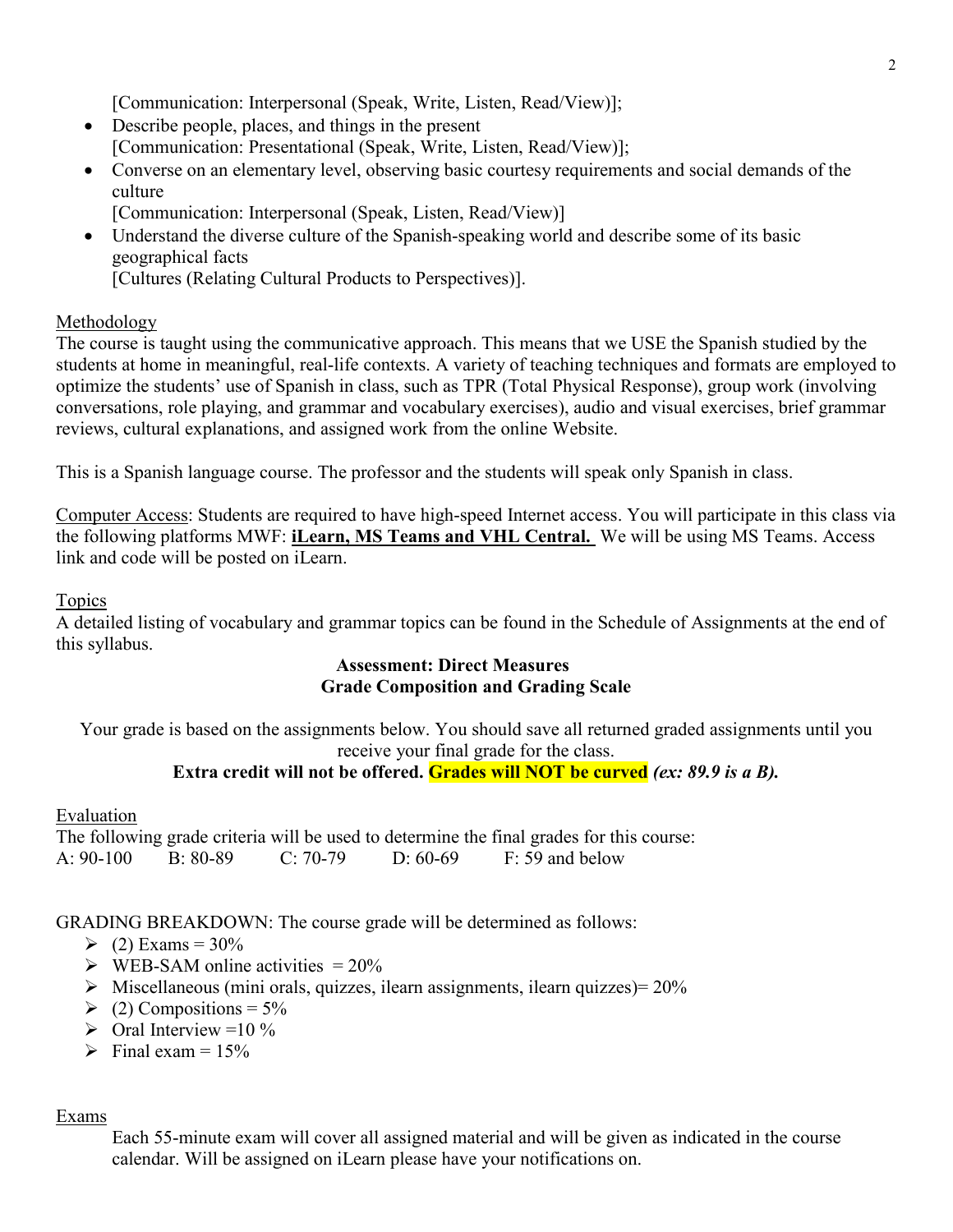[Communication: Interpersonal (Speak, Write, Listen, Read/View)];

- Describe people, places, and things in the present
  [Communication: Presentational (Speak, Write, Listen, Read/View)];
- Converse on an elementary level, observing basic courtesy requirements and social demands of the culture
  [Communication: Interpersonal (Speak, Listen, Read/View)]
- Understand the diverse culture of the Spanish-speaking world and describe some of its basic geographical facts
  [Cultures (Relating Cultural Products to Perspectives)].

Methodology

The course is taught using the communicative approach. This means that we USE the Spanish studied by the students at home in meaningful, real-life contexts. A variety of teaching techniques and formats are employed to optimize the students' use of Spanish in class, such as TPR (Total Physical Response), group work (involving conversations, role playing, and grammar and vocabulary exercises), audio and visual exercises, brief grammar reviews, cultural explanations, and assigned work from the online Website.

This is a Spanish language course. The professor and the students will speak only Spanish in class.

Computer Access: Students are required to have high-speed Internet access. You will participate in this class via the following platforms MWF: **iLearn, MS Teams and VHL Central.** We will be using MS Teams. Access link and code will be posted on iLearn.

Topics

A detailed listing of vocabulary and grammar topics can be found in the Schedule of Assignments at the end of this syllabus.

**Assessment: Direct Measures**
**Grade Composition and Grading Scale**

Your grade is based on the assignments below. You should save all returned graded assignments until you receive your final grade for the class.

**Extra credit will not be offered. Grades will NOT be curved *(ex: 89.9 is a B).***

Evaluation

The following grade criteria will be used to determine the final grades for this course:

A: 90-100 B: 80-89 C: 70-79 D: 60-69 F: 59 and below

GRADING BREAKDOWN: The course grade will be determined as follows:

- (2) Exams = 30%
- WEB-SAM online activities = 20%
- Miscellaneous (mini orals, quizzes, ilearn assignments, ilearn quizzes)= 20%
- (2) Compositions = 5%
- Oral Interview =10 %
- Final exam = 15%

Exams

Each 55-minute exam will cover all assigned material and will be given as indicated in the course calendar. Will be assigned on iLearn please have your notifications on.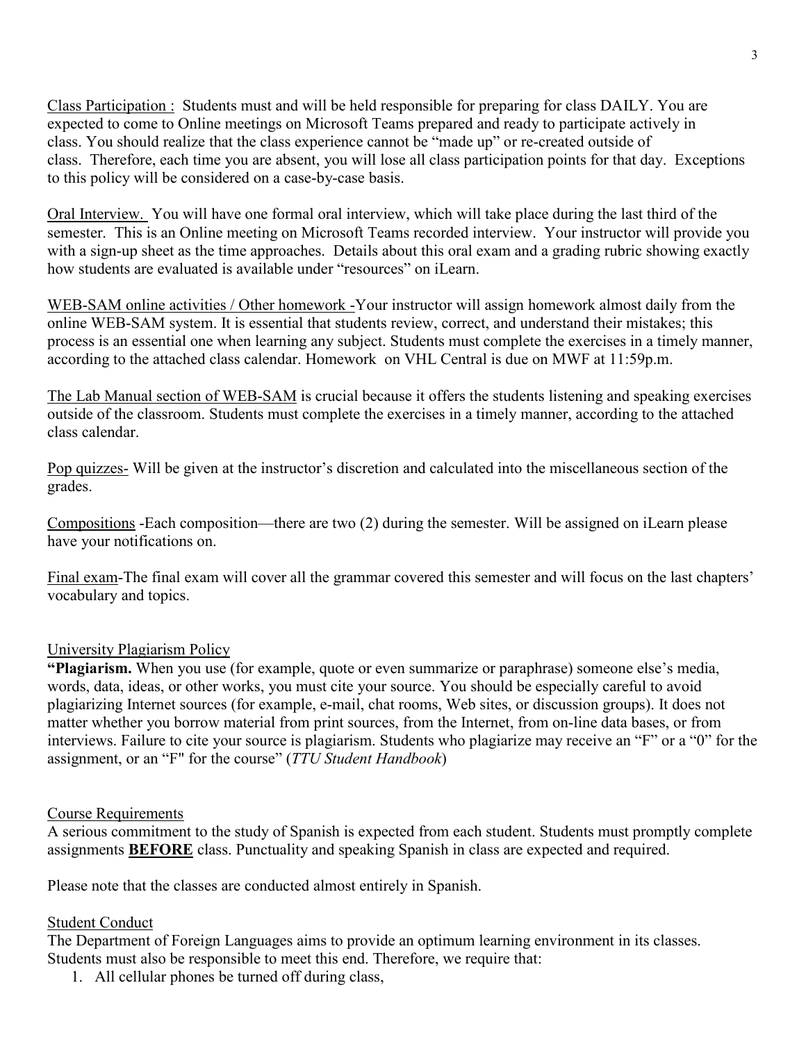Class Participation : Students must and will be held responsible for preparing for class DAILY. You are expected to come to Online meetings on Microsoft Teams prepared and ready to participate actively in class. You should realize that the class experience cannot be "made up" or re-created outside of class. Therefore, each time you are absent, you will lose all class participation points for that day. Exceptions to this policy will be considered on a case-by-case basis.

Oral Interview. You will have one formal oral interview, which will take place during the last third of the semester. This is an Online meeting on Microsoft Teams recorded interview. Your instructor will provide you with a sign-up sheet as the time approaches. Details about this oral exam and a grading rubric showing exactly how students are evaluated is available under "resources" on iLearn.

WEB-SAM online activities / Other homework -Your instructor will assign homework almost daily from the online WEB-SAM system. It is essential that students review, correct, and understand their mistakes; this process is an essential one when learning any subject. Students must complete the exercises in a timely manner, according to the attached class calendar. Homework on VHL Central is due on MWF at 11:59p.m.

The Lab Manual section of WEB-SAM is crucial because it offers the students listening and speaking exercises outside of the classroom. Students must complete the exercises in a timely manner, according to the attached class calendar.

Pop quizzes- Will be given at the instructor's discretion and calculated into the miscellaneous section of the grades.

Compositions -Each composition—there are two (2) during the semester. Will be assigned on iLearn please have your notifications on.

Final exam-The final exam will cover all the grammar covered this semester and will focus on the last chapters' vocabulary and topics.

## University Plagiarism Policy

**"Plagiarism.** When you use (for example, quote or even summarize or paraphrase) someone else's media, words, data, ideas, or other works, you must cite your source. You should be especially careful to avoid plagiarizing Internet sources (for example, e-mail, chat rooms, Web sites, or discussion groups). It does not matter whether you borrow material from print sources, from the Internet, from on-line data bases, or from interviews. Failure to cite your source is plagiarism. Students who plagiarize may receive an "F" or a "0" for the assignment, or an "F" for the course" (*TTU Student Handbook*)

## Course Requirements

A serious commitment to the study of Spanish is expected from each student. Students must promptly complete assignments **BEFORE** class. Punctuality and speaking Spanish in class are expected and required.

Please note that the classes are conducted almost entirely in Spanish.

## Student Conduct

The Department of Foreign Languages aims to provide an optimum learning environment in its classes. Students must also be responsible to meet this end. Therefore, we require that:

1. All cellular phones be turned off during class,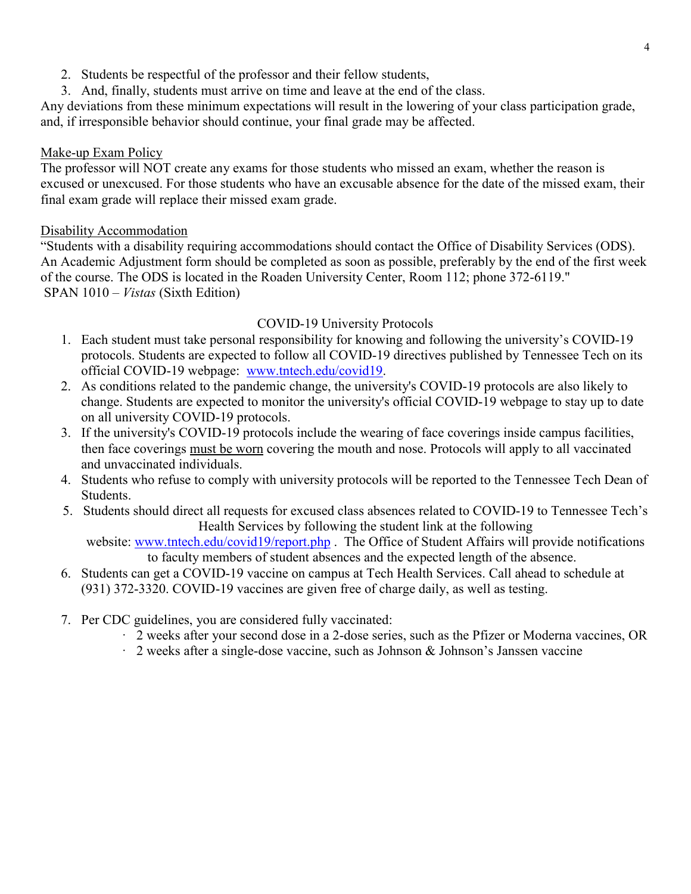2. Students be respectful of the professor and their fellow students,
3. And, finally, students must arrive on time and leave at the end of the class.

Any deviations from these minimum expectations will result in the lowering of your class participation grade, and, if irresponsible behavior should continue, your final grade may be affected.

<u>Make-up Exam Policy</u>

The professor will NOT create any exams for those students who missed an exam, whether the reason is excused or unexcused. For those students who have an excusable absence for the date of the missed exam, their final exam grade will replace their missed exam grade.

<u>Disability Accommodation</u>

"Students with a disability requiring accommodations should contact the Office of Disability Services (ODS). An Academic Adjustment form should be completed as soon as possible, preferably by the end of the first week of the course. The ODS is located in the Roaden University Center, Room 112; phone 372-6119."

SPAN 1010 – *Vistas* (Sixth Edition)

## COVID-19 University Protocols

1. Each student must take personal responsibility for knowing and following the university's COVID-19 protocols. Students are expected to follow all COVID-19 directives published by Tennessee Tech on its official COVID-19 webpage: [www.tntech.edu/covid19](www.tntech.edu/covid19).
2. As conditions related to the pandemic change, the university's COVID-19 protocols are also likely to change. Students are expected to monitor the university's official COVID-19 webpage to stay up to date on all university COVID-19 protocols.
3. If the university's COVID-19 protocols include the wearing of face coverings inside campus facilities, then face coverings <u>must be worn</u> covering the mouth and nose. Protocols will apply to all vaccinated and unvaccinated individuals.
4. Students who refuse to comply with university protocols will be reported to the Tennessee Tech Dean of Students.
5. Students should direct all requests for excused class absences related to COVID-19 to Tennessee Tech's Health Services by following the student link at the following website: [www.tntech.edu/covid19/report.php](www.tntech.edu/covid19/report.php) . The Office of Student Affairs will provide notifications to faculty members of student absences and the expected length of the absence.
6. Students can get a COVID-19 vaccine on campus at Tech Health Services. Call ahead to schedule at (931) 372-3320. COVID-19 vaccines are given free of charge daily, as well as testing.
7. Per CDC guidelines, you are considered fully vaccinated:
   - 2 weeks after your second dose in a 2-dose series, such as the Pfizer or Moderna vaccines, OR
   - 2 weeks after a single-dose vaccine, such as Johnson & Johnson's Janssen vaccine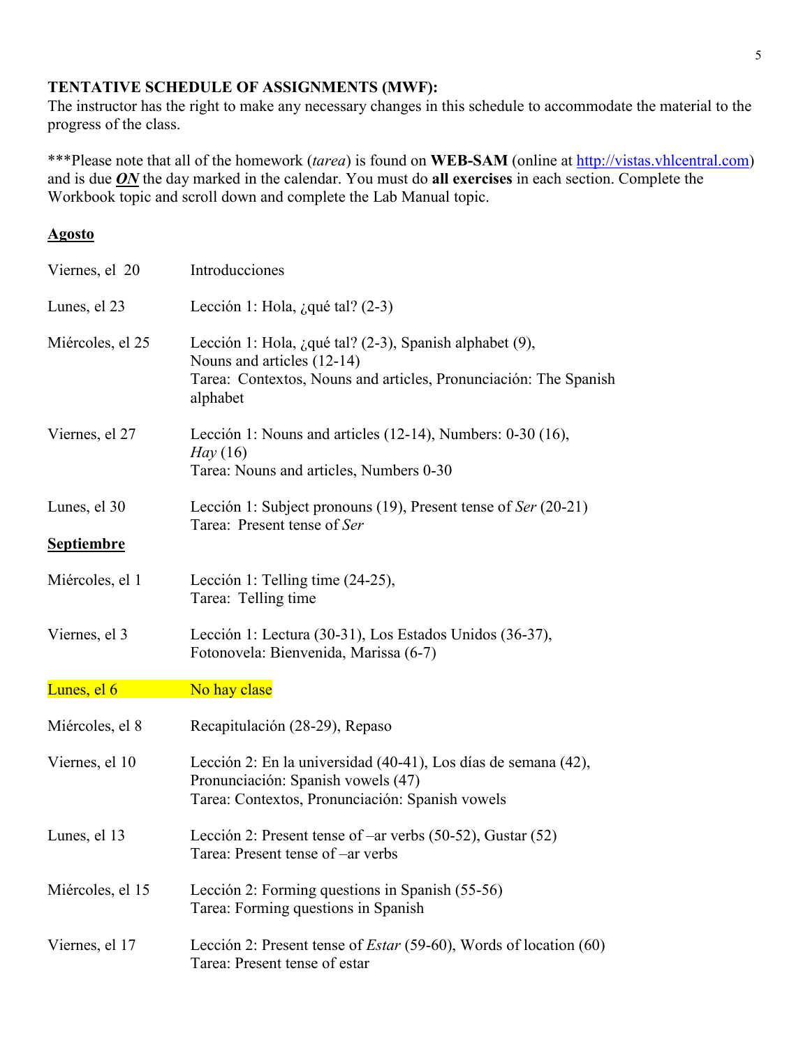**TENTATIVE SCHEDULE OF ASSIGNMENTS (MWF):**
The instructor has the right to make any necessary changes in this schedule to accommodate the material to the progress of the class.

***Please note that all of the homework (*tarea*) is found on **WEB-SAM** (online at http://vistas.vhlcentral.com) and is due ***ON*** the day marked in the calendar. You must do **all exercises** in each section. Complete the Workbook topic and scroll down and complete the Lab Manual topic.

**Agosto**

| | |
|---|---|
| Viernes, el 20 | Introducciones |
| Lunes, el 23 | Lección 1: Hola, ¿qué tal? (2-3) |
| Miércoles, el 25 | Lección 1: Hola, ¿qué tal? (2-3), Spanish alphabet (9), Nouns and articles (12-14)<br>Tarea: Contextos, Nouns and articles, Pronunciación: The Spanish alphabet |
| Viernes, el 27 | Lección 1: Nouns and articles (12-14), Numbers: 0-30 (16), *Hay* (16)<br>Tarea: Nouns and articles, Numbers 0-30 |
| Lunes, el 30 | Lección 1: Subject pronouns (19), Present tense of *Ser* (20-21)<br>Tarea: Present tense of *Ser* |

**Septiembre**

| | |
|---|---|
| Miércoles, el 1 | Lección 1: Telling time (24-25),<br>Tarea: Telling time |
| Viernes, el 3 | Lección 1: Lectura (30-31), Los Estados Unidos (36-37), Fotonovela: Bienvenida, Marissa (6-7) |
| Lunes, el 6 | No hay clase |
| Miércoles, el 8 | Recapitulación (28-29), Repaso |
| Viernes, el 10 | Lección 2: En la universidad (40-41), Los días de semana (42), Pronunciación: Spanish vowels (47)<br>Tarea: Contextos, Pronunciación: Spanish vowels |
| Lunes, el 13 | Lección 2: Present tense of –ar verbs (50-52), Gustar (52)<br>Tarea: Present tense of –ar verbs |
| Miércoles, el 15 | Lección 2: Forming questions in Spanish (55-56)<br>Tarea: Forming questions in Spanish |
| Viernes, el 17 | Lección 2: Present tense of *Estar* (59-60), Words of location (60)<br>Tarea: Present tense of estar |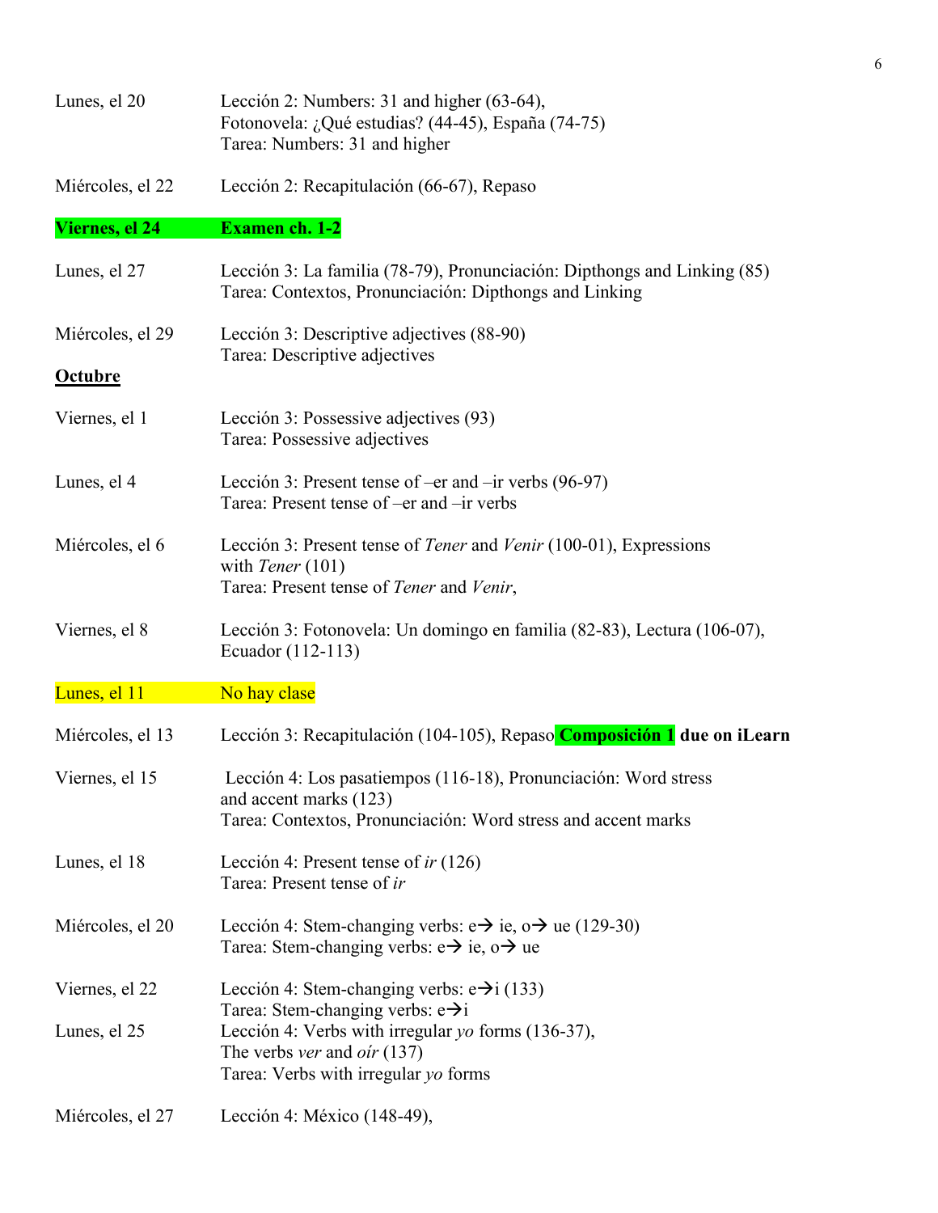| | |
|---|---|
| Lunes, el 20 | Lección 2: Numbers: 31 and higher (63-64), Fotonovela: ¿Qué estudias? (44-45), España (74-75)<br>Tarea: Numbers: 31 and higher |
| Miércoles, el 22 | Lección 2: Recapitulación (66-67), Repaso |
| **Viernes, el 24** | **Examen ch. 1-2** |
| Lunes, el 27 | Lección 3: La familia (78-79), Pronunciación: Dipthongs and Linking (85)<br>Tarea: Contextos, Pronunciación: Dipthongs and Linking |
| Miércoles, el 29 | Lección 3: Descriptive adjectives (88-90)<br>Tarea: Descriptive adjectives |

**Octubre**

| | |
|---|---|
| Viernes, el 1 | Lección 3: Possessive adjectives (93)<br>Tarea: Possessive adjectives |
| Lunes, el 4 | Lección 3: Present tense of –er and –ir verbs (96-97)<br>Tarea: Present tense of –er and –ir verbs |
| Miércoles, el 6 | Lección 3: Present tense of *Tener* and *Venir* (100-01), Expressions with *Tener* (101)<br>Tarea: Present tense of *Tener* and *Venir*, |
| Viernes, el 8 | Lección 3: Fotonovela: Un domingo en familia (82-83), Lectura (106-07), Ecuador (112-113) |
| Lunes, el 11 | No hay clase |
| Miércoles, el 13 | Lección 3: Recapitulación (104-105), Repaso **Composición 1 due on iLearn** |
| Viernes, el 15 | Lección 4: Los pasatiempos (116-18), Pronunciación: Word stress and accent marks (123)<br>Tarea: Contextos, Pronunciación: Word stress and accent marks |
| Lunes, el 18 | Lección 4: Present tense of *ir* (126)<br>Tarea: Present tense of *ir* |
| Miércoles, el 20 | Lección 4: Stem-changing verbs: e→ ie, o→ ue (129-30)<br>Tarea: Stem-changing verbs: e→ ie, o→ ue |
| Viernes, el 22 | Lección 4: Stem-changing verbs: e→i (133)<br>Tarea: Stem-changing verbs: e→i |
| Lunes, el 25 | Lección 4: Verbs with irregular *yo* forms (136-37), The verbs *ver* and *oír* (137)<br>Tarea: Verbs with irregular *yo* forms |
| Miércoles, el 27 | Lección 4: México (148-49), |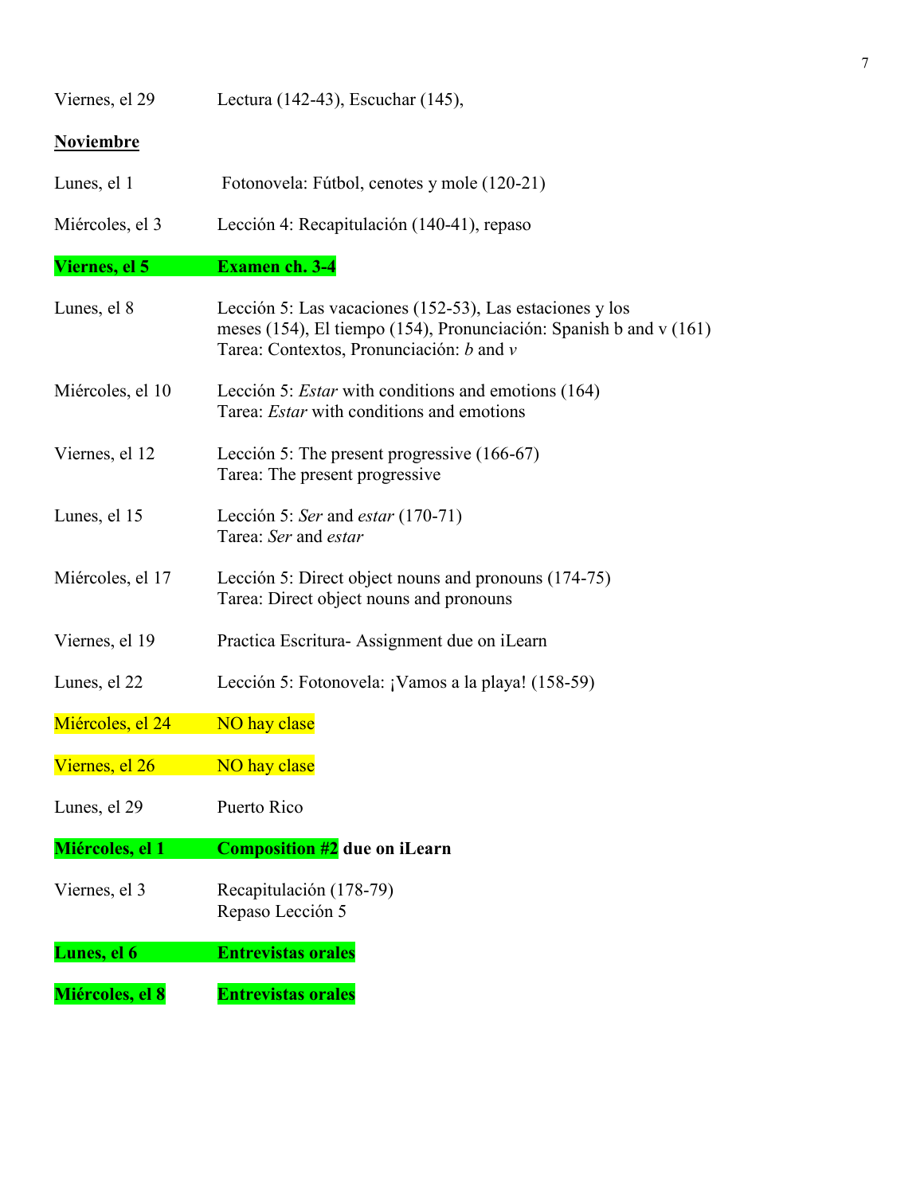| | |
|---|---|
| Viernes, el 29 | Lectura (142-43), Escuchar (145), |

**Noviembre**

| | |
|---|---|
| Lunes, el 1 | Fotonovela: Fútbol, cenotes y mole (120-21) |
| Miércoles, el 3 | Lección 4: Recapitulación (140-41), repaso |
| **Viernes, el 5** | **Examen ch. 3-4** |
| Lunes, el 8 | Lección 5: Las vacaciones (152-53), Las estaciones y los meses (154), El tiempo (154), Pronunciación: Spanish b and v (161)<br>Tarea: Contextos, Pronunciación: *b* and *v* |
| Miércoles, el 10 | Lección 5: *Estar* with conditions and emotions (164)<br>Tarea: *Estar* with conditions and emotions |
| Viernes, el 12 | Lección 5: The present progressive (166-67)<br>Tarea: The present progressive |
| Lunes, el 15 | Lección 5: *Ser* and *estar* (170-71)<br>Tarea: *Ser* and *estar* |
| Miércoles, el 17 | Lección 5: Direct object nouns and pronouns (174-75)<br>Tarea: Direct object nouns and pronouns |
| Viernes, el 19 | Practica Escritura- Assignment due on iLearn |
| Lunes, el 22 | Lección 5: Fotonovela: ¡Vamos a la playa! (158-59) |
| Miércoles, el 24 | NO hay clase |
| Viernes, el 26 | NO hay clase |
| Lunes, el 29 | Puerto Rico |
| **Miércoles, el 1** | **Composition #2 due on iLearn** |
| Viernes, el 3 | Recapitulación (178-79)<br>Repaso Lección 5 |
| **Lunes, el 6** | **Entrevistas orales** |
| **Miércoles, el 8** | **Entrevistas orales** |